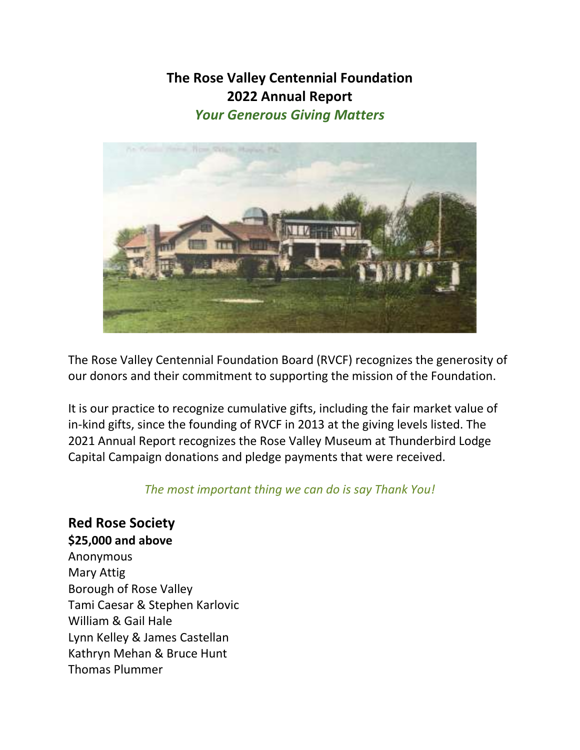# The Rose Valley Centennial Foundation
# 2022 Annual Report

***Your Generous Giving Matters***

The Rose Valley Centennial Foundation Board (RVCF) recognizes the generosity of our donors and their commitment to supporting the mission of the Foundation.

It is our practice to recognize cumulative gifts, including the fair market value of in-kind gifts, since the founding of RVCF in 2013 at the giving levels listed. The 2021 Annual Report recognizes the Rose Valley Museum at Thunderbird Lodge Capital Campaign donations and pledge payments that were received.

*The most important thing we can do is say Thank You!*

## Red Rose Society

**$25,000 and above**

Anonymous
Mary Attig
Borough of Rose Valley
Tami Caesar & Stephen Karlovic
William & Gail Hale
Lynn Kelley & James Castellan
Kathryn Mehan & Bruce Hunt
Thomas Plummer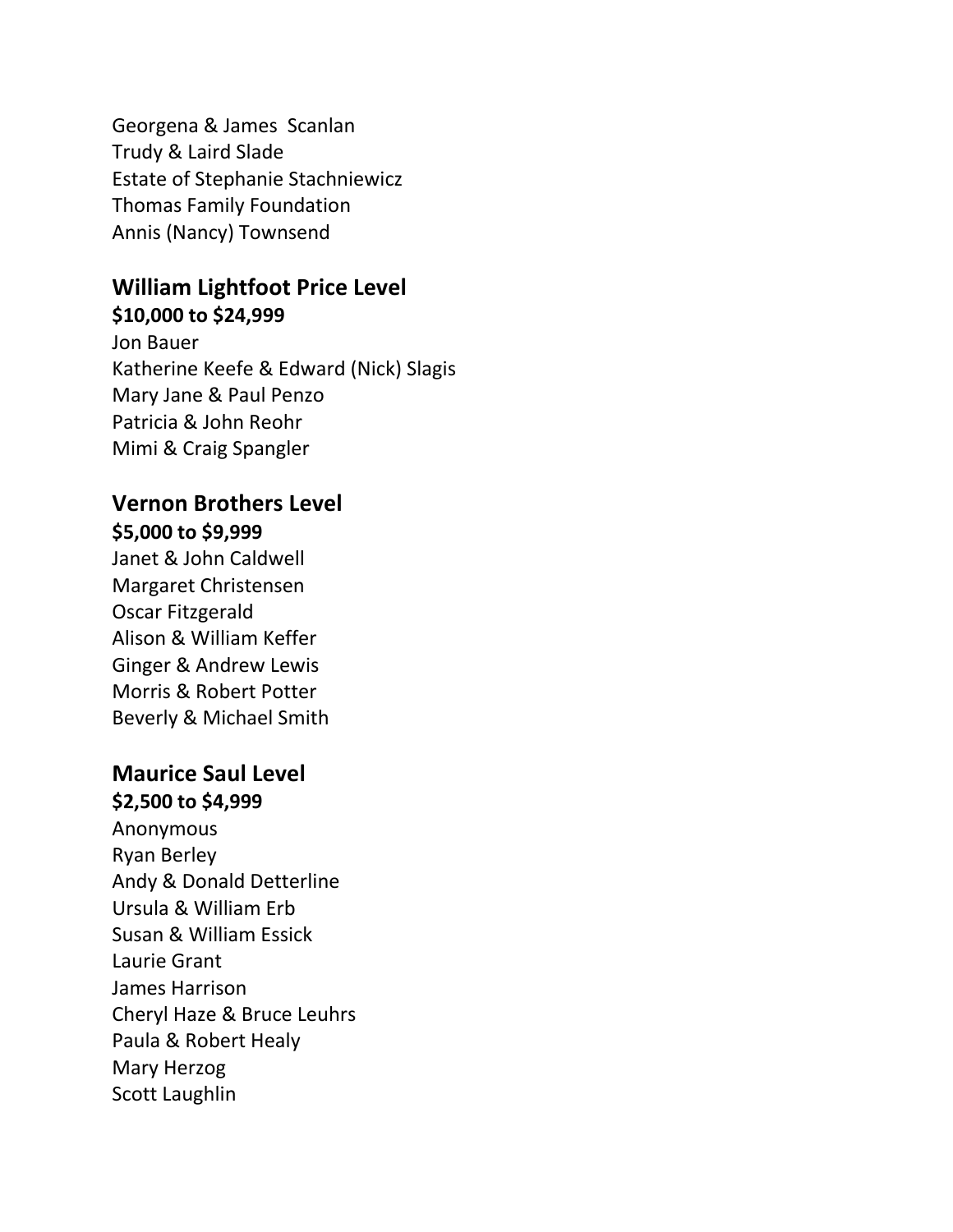Georgena & James Scanlan
Trudy & Laird Slade
Estate of Stephanie Stachniewicz
Thomas Family Foundation
Annis (Nancy) Townsend

## William Lightfoot Price Level

**$10,000 to $24,999**

Jon Bauer
Katherine Keefe & Edward (Nick) Slagis
Mary Jane & Paul Penzo
Patricia & John Reohr
Mimi & Craig Spangler

## Vernon Brothers Level

**$5,000 to $9,999**

Janet & John Caldwell
Margaret Christensen
Oscar Fitzgerald
Alison & William Keffer
Ginger & Andrew Lewis
Morris & Robert Potter
Beverly & Michael Smith

## Maurice Saul Level

**$2,500 to $4,999**

Anonymous
Ryan Berley
Andy & Donald Detterline
Ursula & William Erb
Susan & William Essick
Laurie Grant
James Harrison
Cheryl Haze & Bruce Leuhrs
Paula & Robert Healy
Mary Herzog
Scott Laughlin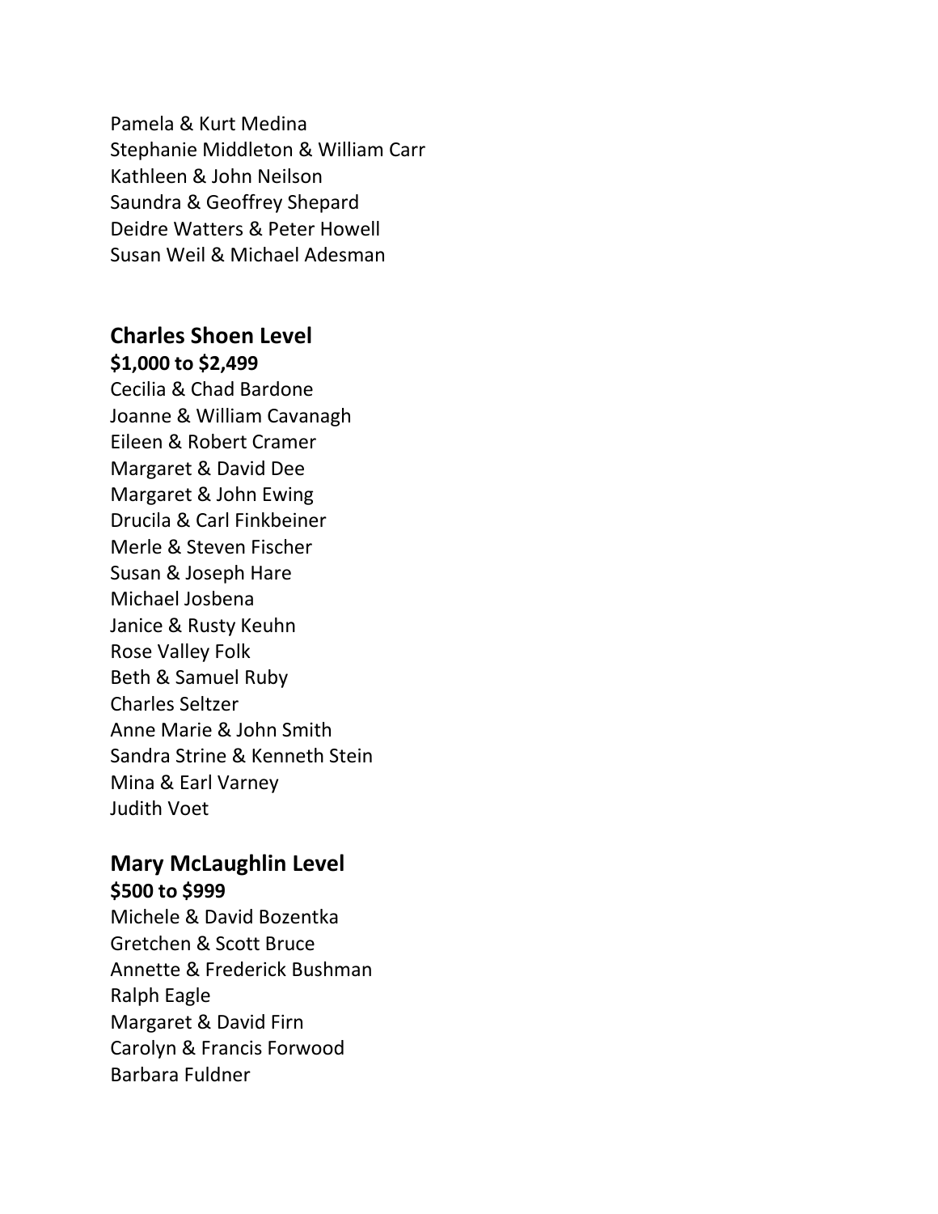Pamela & Kurt Medina
Stephanie Middleton & William Carr
Kathleen & John Neilson
Saundra & Geoffrey Shepard
Deidre Watters & Peter Howell
Susan Weil & Michael Adesman

## Charles Shoen Level

**$1,000 to $2,499**

Cecilia & Chad Bardone
Joanne & William Cavanagh
Eileen & Robert Cramer
Margaret & David Dee
Margaret & John Ewing
Drucila & Carl Finkbeiner
Merle & Steven Fischer
Susan & Joseph Hare
Michael Josbena
Janice & Rusty Keuhn
Rose Valley Folk
Beth & Samuel Ruby
Charles Seltzer
Anne Marie & John Smith
Sandra Strine & Kenneth Stein
Mina & Earl Varney
Judith Voet

## Mary McLaughlin Level

**$500 to $999**

Michele & David Bozentka
Gretchen & Scott Bruce
Annette & Frederick Bushman
Ralph Eagle
Margaret & David Firn
Carolyn & Francis Forwood
Barbara Fuldner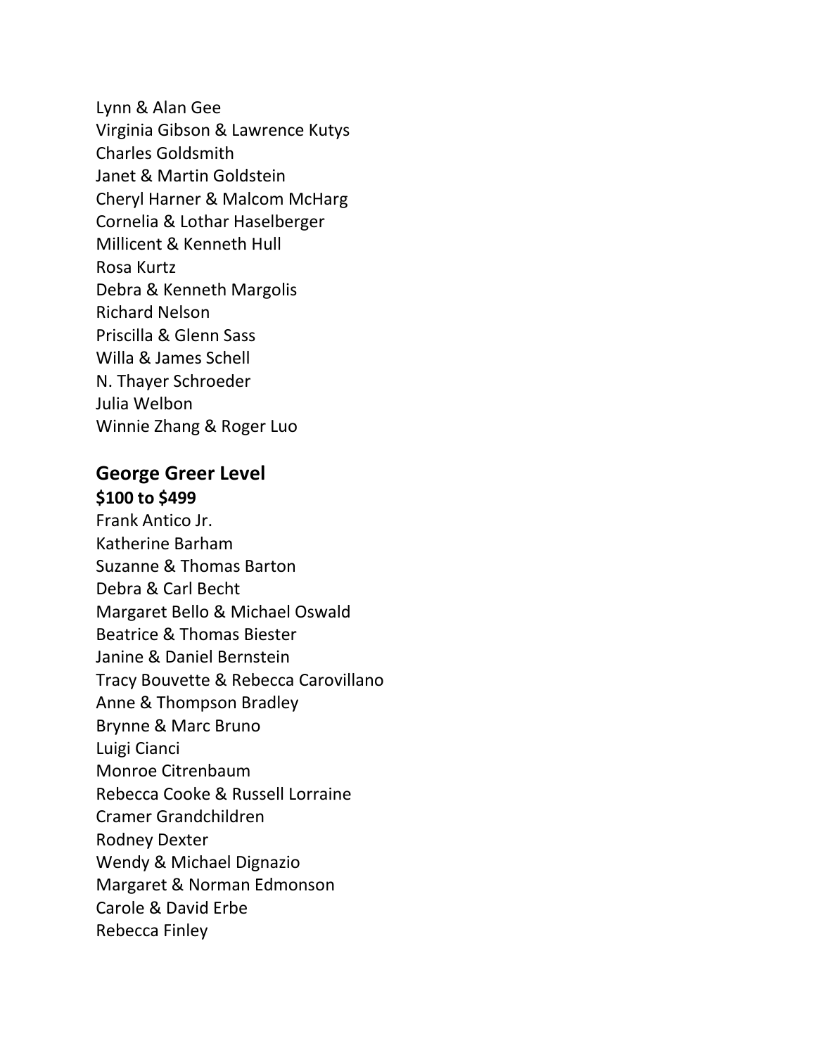Lynn & Alan Gee
Virginia Gibson & Lawrence Kutys
Charles Goldsmith
Janet & Martin Goldstein
Cheryl Harner & Malcom McHarg
Cornelia & Lothar Haselberger
Millicent & Kenneth Hull
Rosa Kurtz
Debra & Kenneth Margolis
Richard Nelson
Priscilla & Glenn Sass
Willa & James Schell
N. Thayer Schroeder
Julia Welbon
Winnie Zhang & Roger Luo

## George Greer Level

**$100 to $499**

Frank Antico Jr.
Katherine Barham
Suzanne & Thomas Barton
Debra & Carl Becht
Margaret Bello & Michael Oswald
Beatrice & Thomas Biester
Janine & Daniel Bernstein
Tracy Bouvette & Rebecca Carovillano
Anne & Thompson Bradley
Brynne & Marc Bruno
Luigi Cianci
Monroe Citrenbaum
Rebecca Cooke & Russell Lorraine
Cramer Grandchildren
Rodney Dexter
Wendy & Michael Dignazio
Margaret & Norman Edmonson
Carole & David Erbe
Rebecca Finley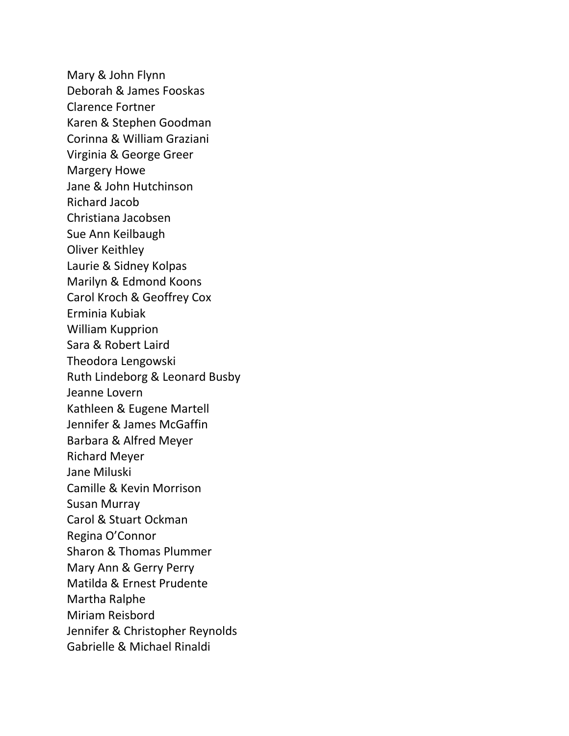Mary & John Flynn
Deborah & James Fooskas
Clarence Fortner
Karen & Stephen Goodman
Corinna & William Graziani
Virginia & George Greer
Margery Howe
Jane & John Hutchinson
Richard Jacob
Christiana Jacobsen
Sue Ann Keilbaugh
Oliver Keithley
Laurie & Sidney Kolpas
Marilyn & Edmond Koons
Carol Kroch & Geoffrey Cox
Erminia Kubiak
William Kupprion
Sara & Robert Laird
Theodora Lengowski
Ruth Lindeborg & Leonard Busby
Jeanne Lovern
Kathleen & Eugene Martell
Jennifer & James McGaffin
Barbara & Alfred Meyer
Richard Meyer
Jane Miluski
Camille & Kevin Morrison
Susan Murray
Carol & Stuart Ockman
Regina O'Connor
Sharon & Thomas Plummer
Mary Ann & Gerry Perry
Matilda & Ernest Prudente
Martha Ralphe
Miriam Reisbord
Jennifer & Christopher Reynolds
Gabrielle & Michael Rinaldi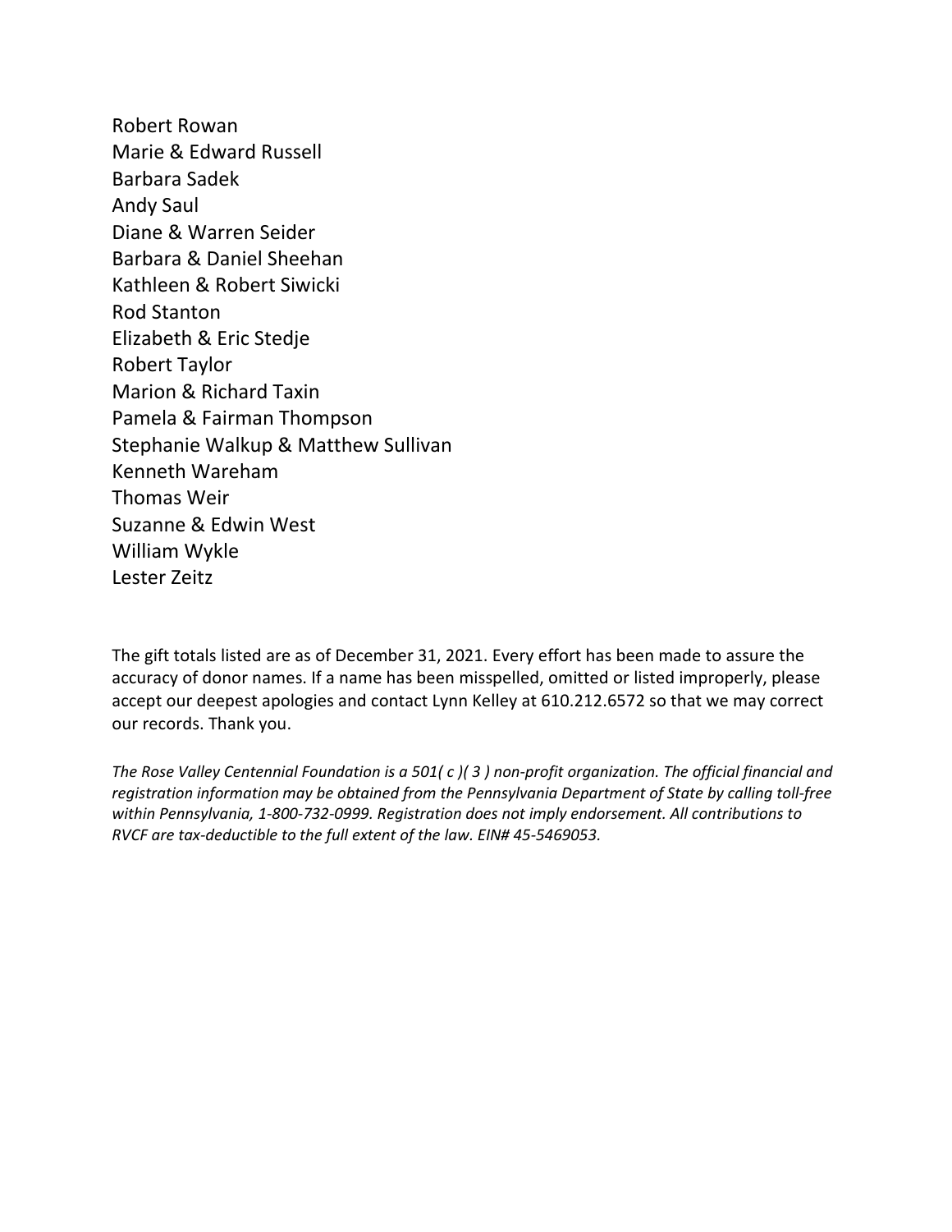Robert Rowan
Marie & Edward Russell
Barbara Sadek
Andy Saul
Diane & Warren Seider
Barbara & Daniel Sheehan
Kathleen & Robert Siwicki
Rod Stanton
Elizabeth & Eric Stedje
Robert Taylor
Marion & Richard Taxin
Pamela & Fairman Thompson
Stephanie Walkup & Matthew Sullivan
Kenneth Wareham
Thomas Weir
Suzanne & Edwin West
William Wykle
Lester Zeitz

The gift totals listed are as of December 31, 2021. Every effort has been made to assure the accuracy of donor names. If a name has been misspelled, omitted or listed improperly, please accept our deepest apologies and contact Lynn Kelley at 610.212.6572 so that we may correct our records. Thank you.

*The Rose Valley Centennial Foundation is a 501( c )( 3 ) non-profit organization. The official financial and registration information may be obtained from the Pennsylvania Department of State by calling toll-free within Pennsylvania, 1-800-732-0999. Registration does not imply endorsement. All contributions to RVCF are tax-deductible to the full extent of the law. EIN# 45-5469053.*